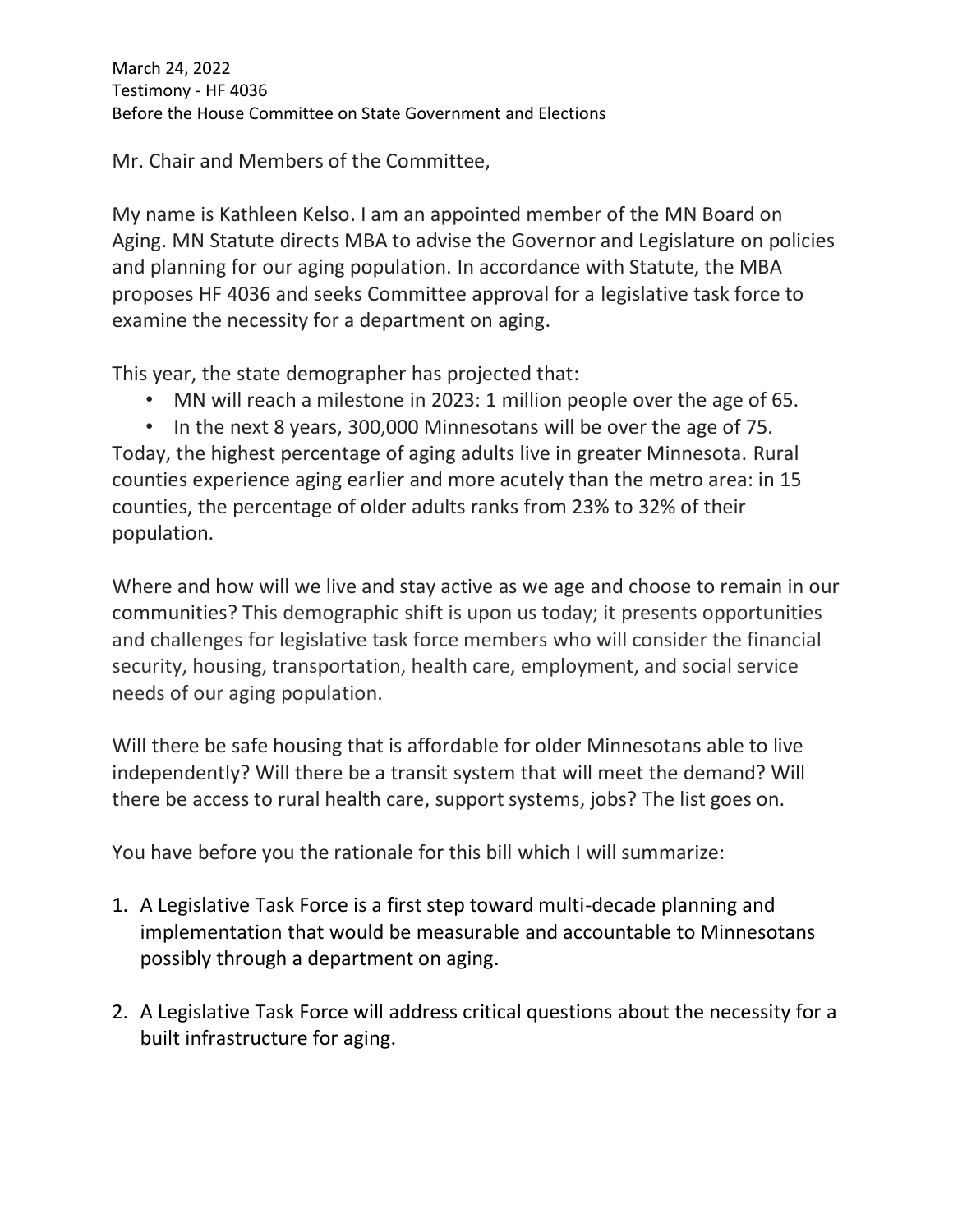March 24, 2022
Testimony - HF 4036
Before the House Committee on State Government and Elections

Mr. Chair and Members of the Committee,

My name is Kathleen Kelso. I am an appointed member of the MN Board on Aging. MN Statute directs MBA to advise the Governor and Legislature on policies and planning for our aging population. In accordance with Statute, the MBA proposes HF 4036 and seeks Committee approval for a legislative task force to examine the necessity for a department on aging.

This year, the state demographer has projected that:

- MN will reach a milestone in 2023: 1 million people over the age of 65.
- In the next 8 years, 300,000 Minnesotans will be over the age of 75.

Today, the highest percentage of aging adults live in greater Minnesota. Rural counties experience aging earlier and more acutely than the metro area: in 15 counties, the percentage of older adults ranks from 23% to 32% of their population.

Where and how will we live and stay active as we age and choose to remain in our communities? This demographic shift is upon us today; it presents opportunities and challenges for legislative task force members who will consider the financial security, housing, transportation, health care, employment, and social service needs of our aging population.

Will there be safe housing that is affordable for older Minnesotans able to live independently? Will there be a transit system that will meet the demand? Will there be access to rural health care, support systems, jobs? The list goes on.

You have before you the rationale for this bill which I will summarize:

1. A Legislative Task Force is a first step toward multi-decade planning and implementation that would be measurable and accountable to Minnesotans possibly through a department on aging.

2. A Legislative Task Force will address critical questions about the necessity for a built infrastructure for aging.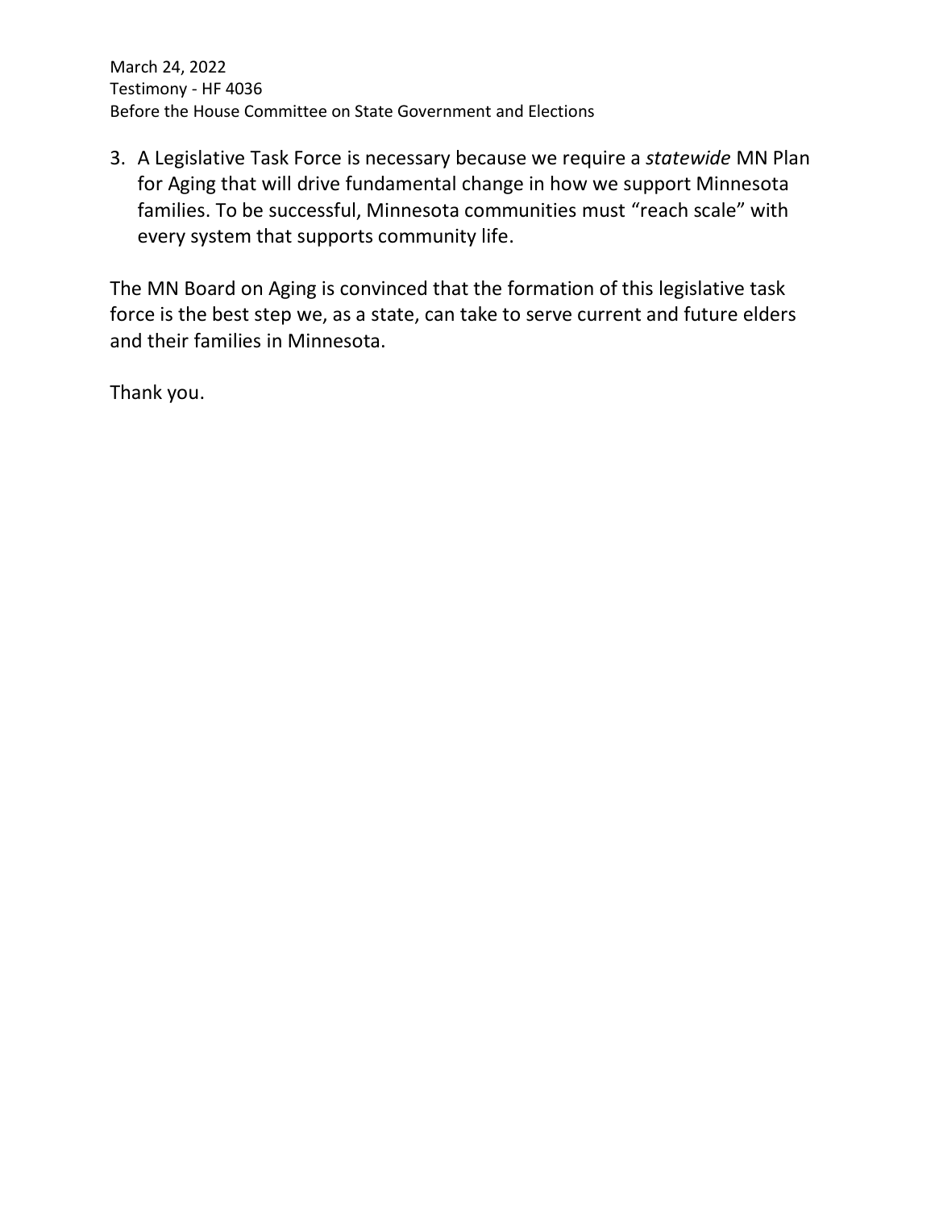3. A Legislative Task Force is necessary because we require a *statewide* MN Plan for Aging that will drive fundamental change in how we support Minnesota families. To be successful, Minnesota communities must "reach scale" with every system that supports community life.

The MN Board on Aging is convinced that the formation of this legislative task force is the best step we, as a state, can take to serve current and future elders and their families in Minnesota.

Thank you.